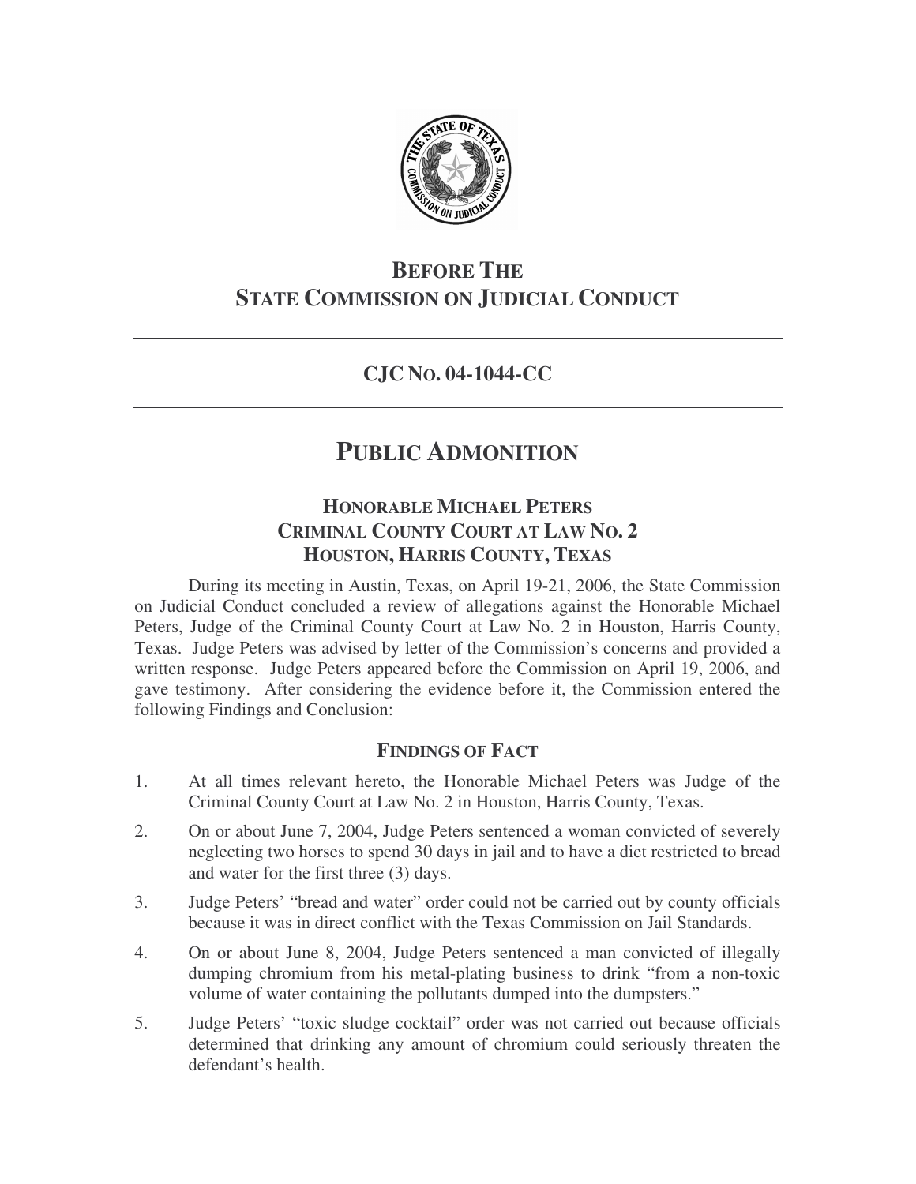# BEFORE THE STATE COMMISSION ON JUDICIAL CONDUCT

## CJC NO. 04-1044-CC

# PUBLIC ADMONITION

### HONORABLE MICHAEL PETERS
### CRIMINAL COUNTY COURT AT LAW NO. 2
### HOUSTON, HARRIS COUNTY, TEXAS

During its meeting in Austin, Texas, on April 19-21, 2006, the State Commission on Judicial Conduct concluded a review of allegations against the Honorable Michael Peters, Judge of the Criminal County Court at Law No. 2 in Houston, Harris County, Texas. Judge Peters was advised by letter of the Commission's concerns and provided a written response. Judge Peters appeared before the Commission on April 19, 2006, and gave testimony. After considering the evidence before it, the Commission entered the following Findings and Conclusion:

### FINDINGS OF FACT

1. At all times relevant hereto, the Honorable Michael Peters was Judge of the Criminal County Court at Law No. 2 in Houston, Harris County, Texas.
2. On or about June 7, 2004, Judge Peters sentenced a woman convicted of severely neglecting two horses to spend 30 days in jail and to have a diet restricted to bread and water for the first three (3) days.
3. Judge Peters' "bread and water" order could not be carried out by county officials because it was in direct conflict with the Texas Commission on Jail Standards.
4. On or about June 8, 2004, Judge Peters sentenced a man convicted of illegally dumping chromium from his metal-plating business to drink "from a non-toxic volume of water containing the pollutants dumped into the dumpsters."
5. Judge Peters' "toxic sludge cocktail" order was not carried out because officials determined that drinking any amount of chromium could seriously threaten the defendant's health.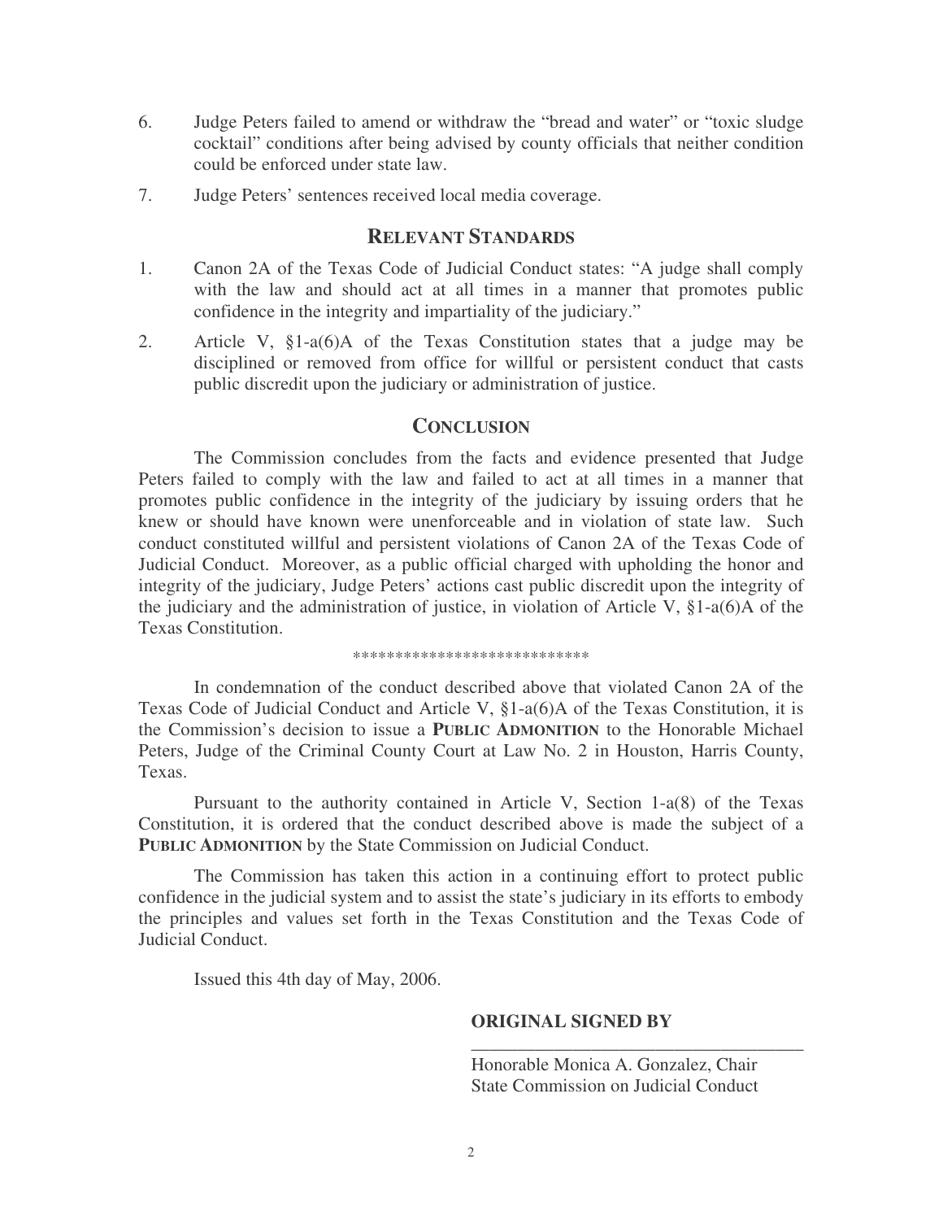6. Judge Peters failed to amend or withdraw the "bread and water" or "toxic sludge cocktail" conditions after being advised by county officials that neither condition could be enforced under state law.

7. Judge Peters' sentences received local media coverage.

## RELEVANT STANDARDS

1. Canon 2A of the Texas Code of Judicial Conduct states: "A judge shall comply with the law and should act at all times in a manner that promotes public confidence in the integrity and impartiality of the judiciary."

2. Article V, §1-a(6)A of the Texas Constitution states that a judge may be disciplined or removed from office for willful or persistent conduct that casts public discredit upon the judiciary or administration of justice.

## CONCLUSION

The Commission concludes from the facts and evidence presented that Judge Peters failed to comply with the law and failed to act at all times in a manner that promotes public confidence in the integrity of the judiciary by issuing orders that he knew or should have known were unenforceable and in violation of state law. Such conduct constituted willful and persistent violations of Canon 2A of the Texas Code of Judicial Conduct. Moreover, as a public official charged with upholding the honor and integrity of the judiciary, Judge Peters' actions cast public discredit upon the integrity of the judiciary and the administration of justice, in violation of Article V, §1-a(6)A of the Texas Constitution.

****************************

In condemnation of the conduct described above that violated Canon 2A of the Texas Code of Judicial Conduct and Article V, §1-a(6)A of the Texas Constitution, it is the Commission's decision to issue a **PUBLIC ADMONITION** to the Honorable Michael Peters, Judge of the Criminal County Court at Law No. 2 in Houston, Harris County, Texas.

Pursuant to the authority contained in Article V, Section 1-a(8) of the Texas Constitution, it is ordered that the conduct described above is made the subject of a **PUBLIC ADMONITION** by the State Commission on Judicial Conduct.

The Commission has taken this action in a continuing effort to protect public confidence in the judicial system and to assist the state's judiciary in its efforts to embody the principles and values set forth in the Texas Constitution and the Texas Code of Judicial Conduct.

Issued this 4th day of May, 2006.

**ORIGINAL SIGNED BY**

Honorable Monica A. Gonzalez, Chair
State Commission on Judicial Conduct